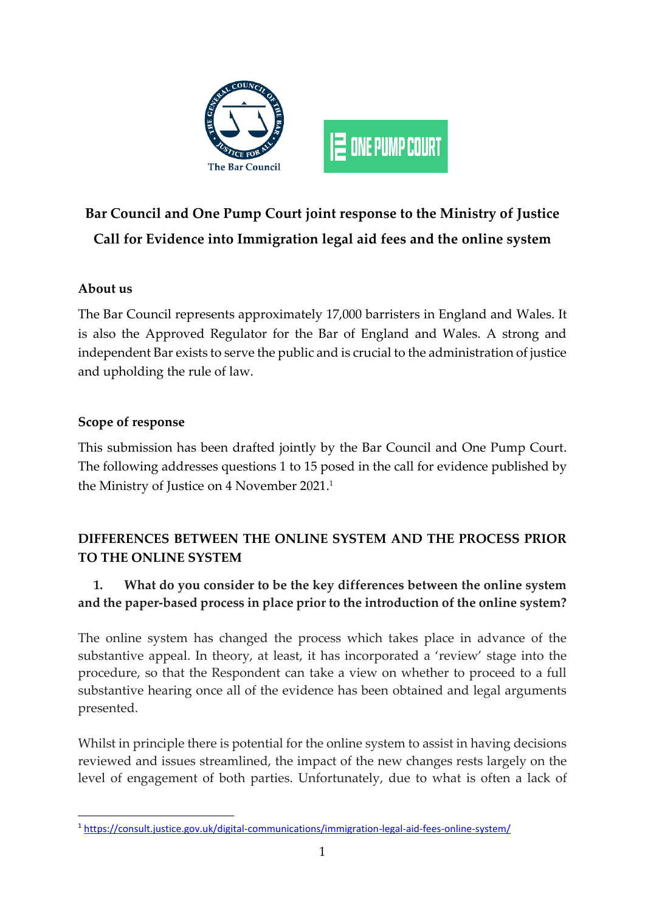# Bar Council and One Pump Court joint response to the Ministry of Justice Call for Evidence into Immigration legal aid fees and the online system

## About us

The Bar Council represents approximately 17,000 barristers in England and Wales. It is also the Approved Regulator for the Bar of England and Wales. A strong and independent Bar exists to serve the public and is crucial to the administration of justice and upholding the rule of law.

## Scope of response

This submission has been drafted jointly by the Bar Council and One Pump Court. The following addresses questions 1 to 15 posed in the call for evidence published by the Ministry of Justice on 4 November 2021.[1]

## DIFFERENCES BETWEEN THE ONLINE SYSTEM AND THE PROCESS PRIOR TO THE ONLINE SYSTEM

### 1. What do you consider to be the key differences between the online system and the paper-based process in place prior to the introduction of the online system?

The online system has changed the process which takes place in advance of the substantive appeal. In theory, at least, it has incorporated a 'review' stage into the procedure, so that the Respondent can take a view on whether to proceed to a full substantive hearing once all of the evidence has been obtained and legal arguments presented.

Whilst in principle there is potential for the online system to assist in having decisions reviewed and issues streamlined, the impact of the new changes rests largely on the level of engagement of both parties. Unfortunately, due to what is often a lack of

---

[1] https://consult.justice.gov.uk/digital-communications/immigration-legal-aid-fees-online-system/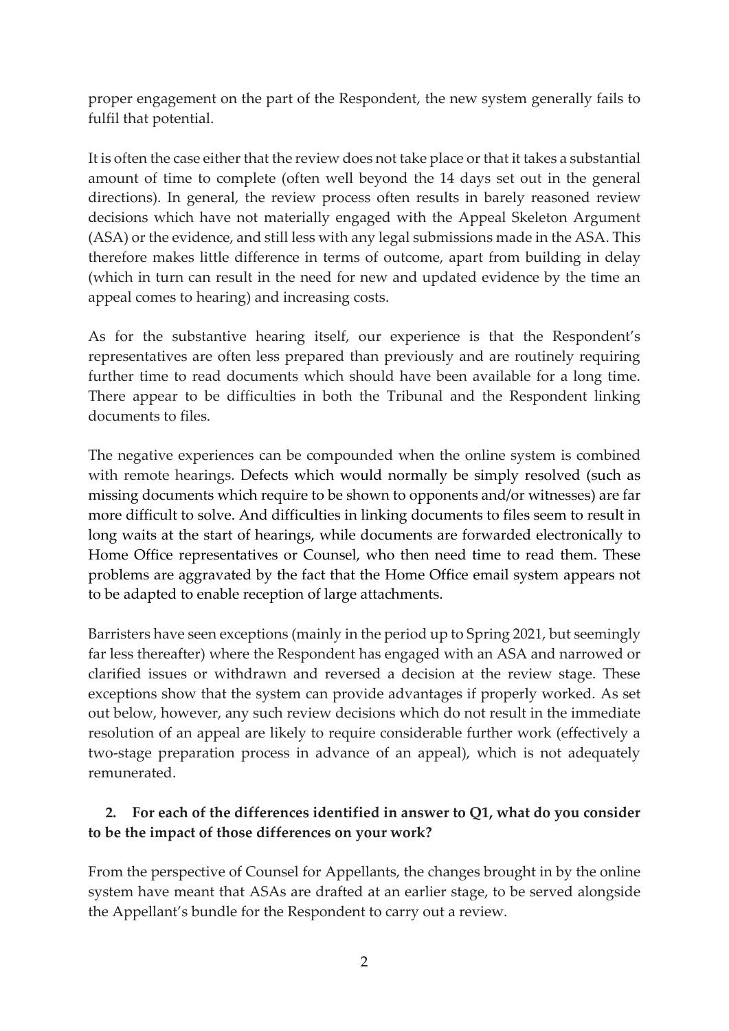proper engagement on the part of the Respondent, the new system generally fails to fulfil that potential.

It is often the case either that the review does not take place or that it takes a substantial amount of time to complete (often well beyond the 14 days set out in the general directions). In general, the review process often results in barely reasoned review decisions which have not materially engaged with the Appeal Skeleton Argument (ASA) or the evidence, and still less with any legal submissions made in the ASA. This therefore makes little difference in terms of outcome, apart from building in delay (which in turn can result in the need for new and updated evidence by the time an appeal comes to hearing) and increasing costs.

As for the substantive hearing itself, our experience is that the Respondent's representatives are often less prepared than previously and are routinely requiring further time to read documents which should have been available for a long time. There appear to be difficulties in both the Tribunal and the Respondent linking documents to files.

The negative experiences can be compounded when the online system is combined with remote hearings. Defects which would normally be simply resolved (such as missing documents which require to be shown to opponents and/or witnesses) are far more difficult to solve. And difficulties in linking documents to files seem to result in long waits at the start of hearings, while documents are forwarded electronically to Home Office representatives or Counsel, who then need time to read them. These problems are aggravated by the fact that the Home Office email system appears not to be adapted to enable reception of large attachments.

Barristers have seen exceptions (mainly in the period up to Spring 2021, but seemingly far less thereafter) where the Respondent has engaged with an ASA and narrowed or clarified issues or withdrawn and reversed a decision at the review stage. These exceptions show that the system can provide advantages if properly worked. As set out below, however, any such review decisions which do not result in the immediate resolution of an appeal are likely to require considerable further work (effectively a two-stage preparation process in advance of an appeal), which is not adequately remunerated.

**2. For each of the differences identified in answer to Q1, what do you consider to be the impact of those differences on your work?**

From the perspective of Counsel for Appellants, the changes brought in by the online system have meant that ASAs are drafted at an earlier stage, to be served alongside the Appellant's bundle for the Respondent to carry out a review.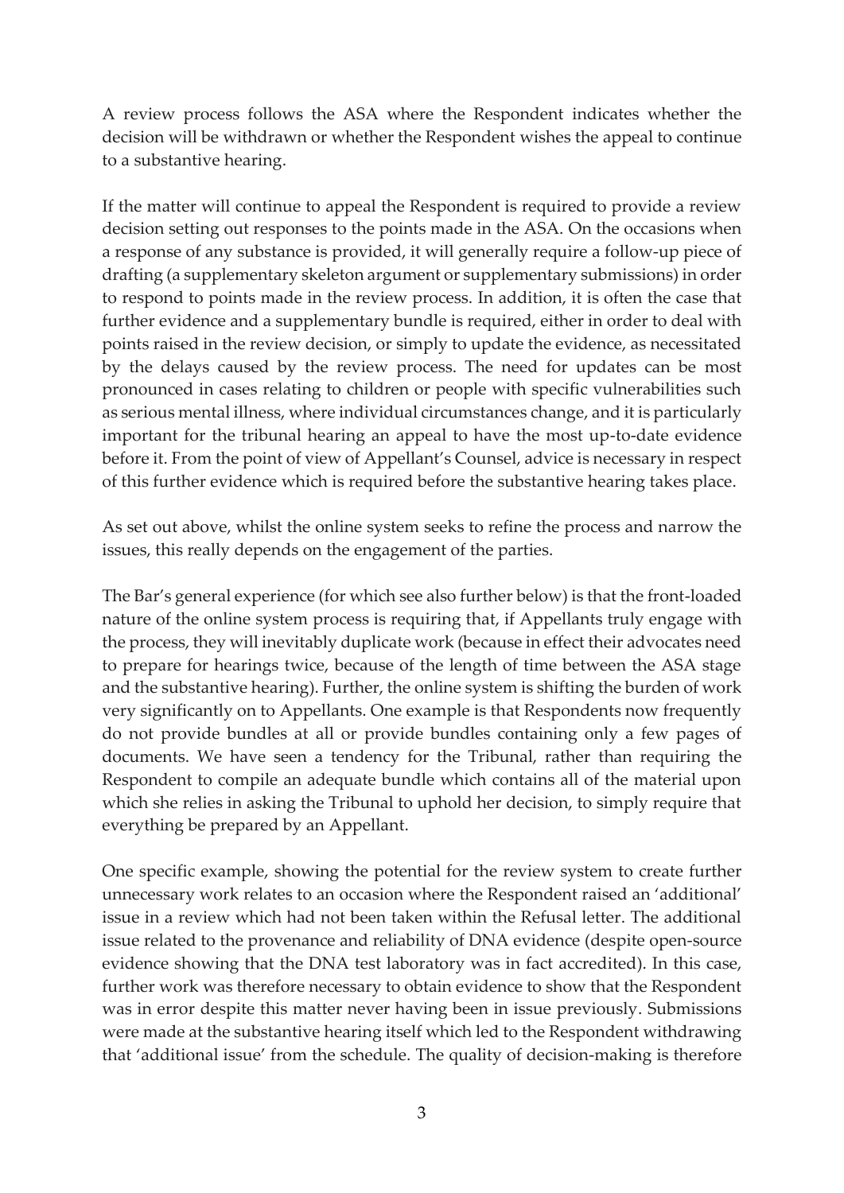A review process follows the ASA where the Respondent indicates whether the decision will be withdrawn or whether the Respondent wishes the appeal to continue to a substantive hearing.

If the matter will continue to appeal the Respondent is required to provide a review decision setting out responses to the points made in the ASA. On the occasions when a response of any substance is provided, it will generally require a follow-up piece of drafting (a supplementary skeleton argument or supplementary submissions) in order to respond to points made in the review process. In addition, it is often the case that further evidence and a supplementary bundle is required, either in order to deal with points raised in the review decision, or simply to update the evidence, as necessitated by the delays caused by the review process. The need for updates can be most pronounced in cases relating to children or people with specific vulnerabilities such as serious mental illness, where individual circumstances change, and it is particularly important for the tribunal hearing an appeal to have the most up-to-date evidence before it. From the point of view of Appellant's Counsel, advice is necessary in respect of this further evidence which is required before the substantive hearing takes place.

As set out above, whilst the online system seeks to refine the process and narrow the issues, this really depends on the engagement of the parties.

The Bar's general experience (for which see also further below) is that the front-loaded nature of the online system process is requiring that, if Appellants truly engage with the process, they will inevitably duplicate work (because in effect their advocates need to prepare for hearings twice, because of the length of time between the ASA stage and the substantive hearing). Further, the online system is shifting the burden of work very significantly on to Appellants. One example is that Respondents now frequently do not provide bundles at all or provide bundles containing only a few pages of documents. We have seen a tendency for the Tribunal, rather than requiring the Respondent to compile an adequate bundle which contains all of the material upon which she relies in asking the Tribunal to uphold her decision, to simply require that everything be prepared by an Appellant.

One specific example, showing the potential for the review system to create further unnecessary work relates to an occasion where the Respondent raised an 'additional' issue in a review which had not been taken within the Refusal letter. The additional issue related to the provenance and reliability of DNA evidence (despite open-source evidence showing that the DNA test laboratory was in fact accredited). In this case, further work was therefore necessary to obtain evidence to show that the Respondent was in error despite this matter never having been in issue previously. Submissions were made at the substantive hearing itself which led to the Respondent withdrawing that 'additional issue' from the schedule. The quality of decision-making is therefore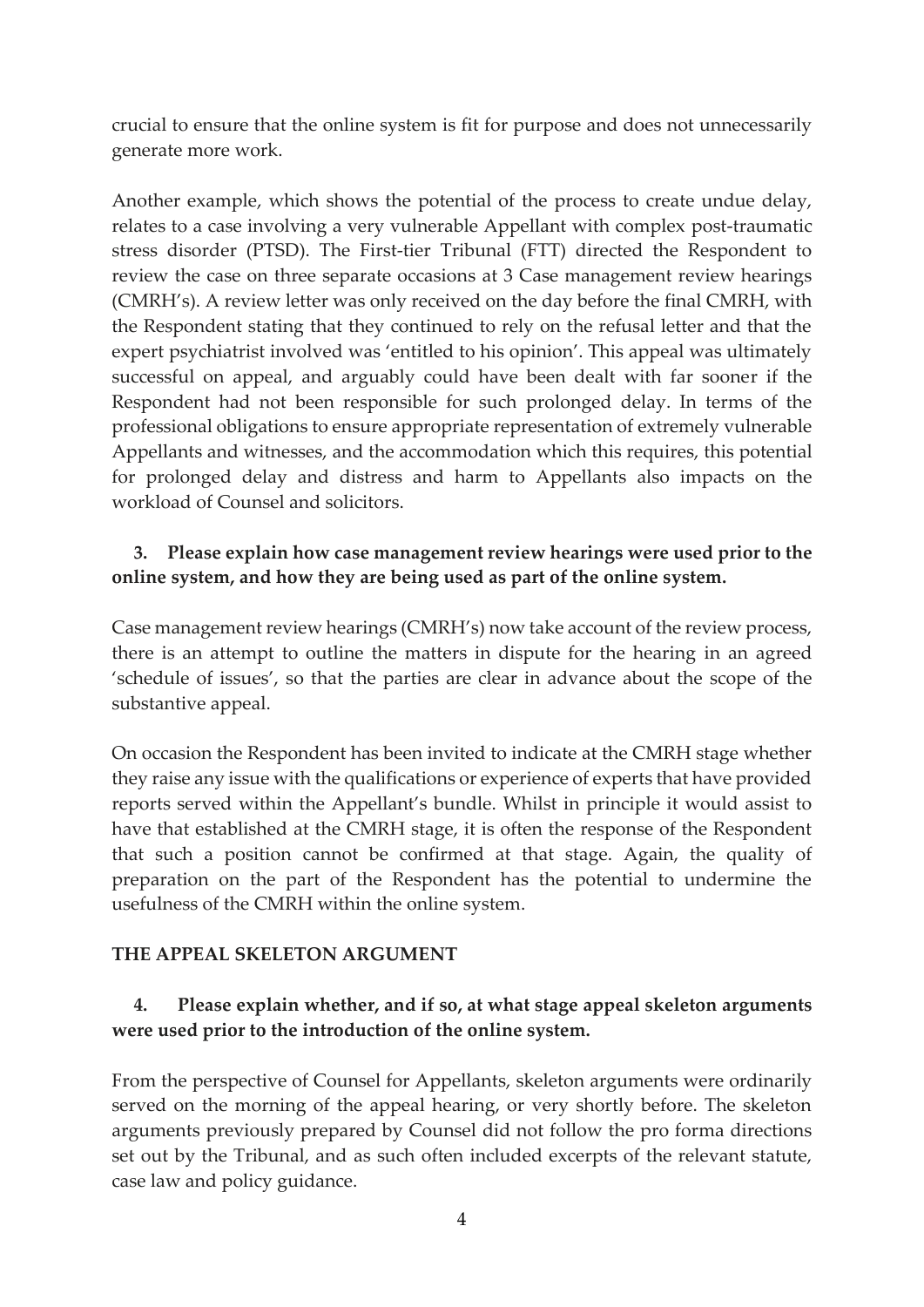crucial to ensure that the online system is fit for purpose and does not unnecessarily generate more work.

Another example, which shows the potential of the process to create undue delay, relates to a case involving a very vulnerable Appellant with complex post-traumatic stress disorder (PTSD). The First-tier Tribunal (FTT) directed the Respondent to review the case on three separate occasions at 3 Case management review hearings (CMRH's). A review letter was only received on the day before the final CMRH, with the Respondent stating that they continued to rely on the refusal letter and that the expert psychiatrist involved was 'entitled to his opinion'. This appeal was ultimately successful on appeal, and arguably could have been dealt with far sooner if the Respondent had not been responsible for such prolonged delay. In terms of the professional obligations to ensure appropriate representation of extremely vulnerable Appellants and witnesses, and the accommodation which this requires, this potential for prolonged delay and distress and harm to Appellants also impacts on the workload of Counsel and solicitors.

**3. Please explain how case management review hearings were used prior to the online system, and how they are being used as part of the online system.**

Case management review hearings (CMRH's) now take account of the review process, there is an attempt to outline the matters in dispute for the hearing in an agreed 'schedule of issues', so that the parties are clear in advance about the scope of the substantive appeal.

On occasion the Respondent has been invited to indicate at the CMRH stage whether they raise any issue with the qualifications or experience of experts that have provided reports served within the Appellant's bundle. Whilst in principle it would assist to have that established at the CMRH stage, it is often the response of the Respondent that such a position cannot be confirmed at that stage. Again, the quality of preparation on the part of the Respondent has the potential to undermine the usefulness of the CMRH within the online system.

## THE APPEAL SKELETON ARGUMENT

**4. Please explain whether, and if so, at what stage appeal skeleton arguments were used prior to the introduction of the online system.**

From the perspective of Counsel for Appellants, skeleton arguments were ordinarily served on the morning of the appeal hearing, or very shortly before. The skeleton arguments previously prepared by Counsel did not follow the pro forma directions set out by the Tribunal, and as such often included excerpts of the relevant statute, case law and policy guidance.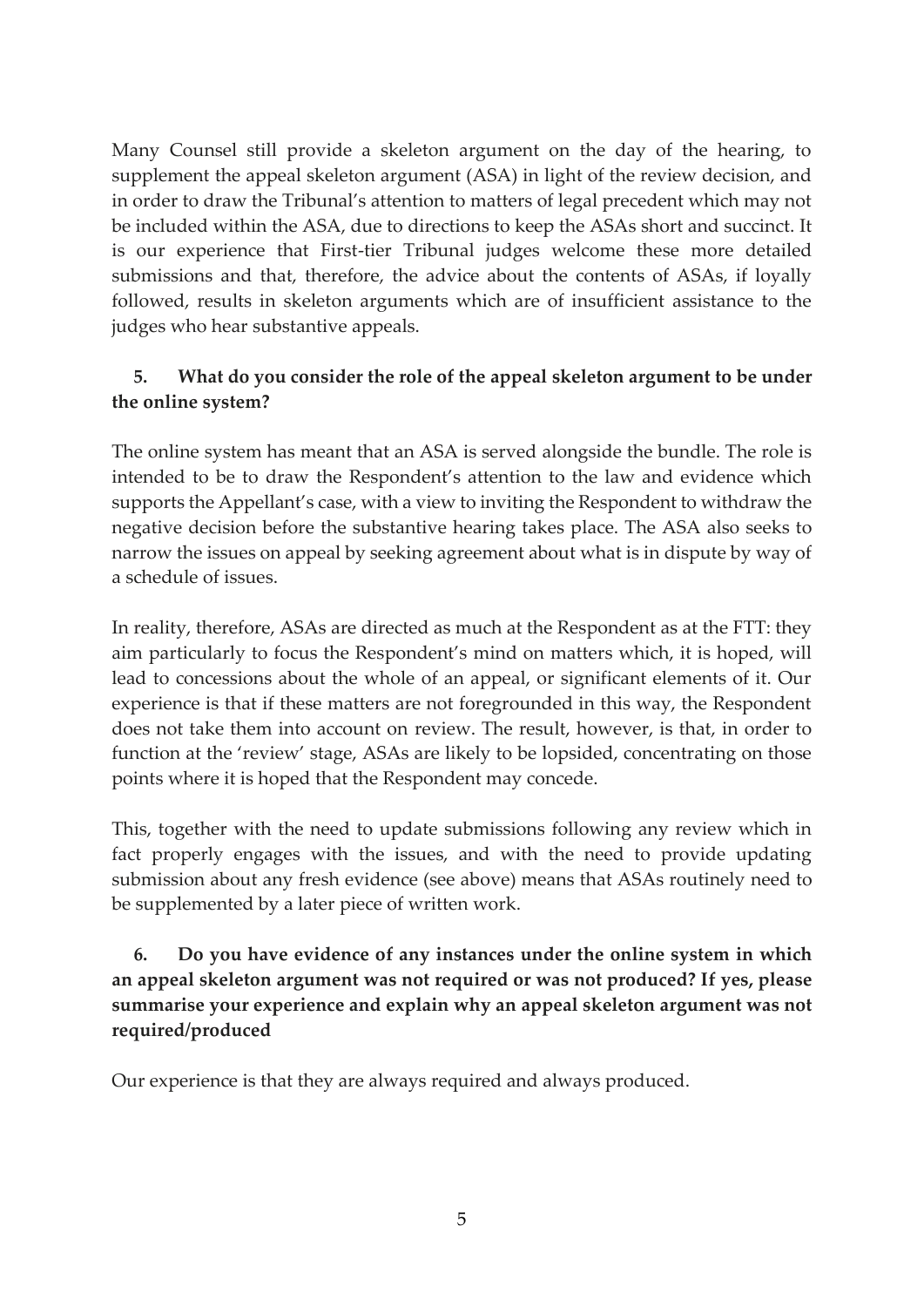Many Counsel still provide a skeleton argument on the day of the hearing, to supplement the appeal skeleton argument (ASA) in light of the review decision, and in order to draw the Tribunal's attention to matters of legal precedent which may not be included within the ASA, due to directions to keep the ASAs short and succinct. It is our experience that First-tier Tribunal judges welcome these more detailed submissions and that, therefore, the advice about the contents of ASAs, if loyally followed, results in skeleton arguments which are of insufficient assistance to the judges who hear substantive appeals.

**5. What do you consider the role of the appeal skeleton argument to be under the online system?**

The online system has meant that an ASA is served alongside the bundle. The role is intended to be to draw the Respondent's attention to the law and evidence which supports the Appellant's case, with a view to inviting the Respondent to withdraw the negative decision before the substantive hearing takes place. The ASA also seeks to narrow the issues on appeal by seeking agreement about what is in dispute by way of a schedule of issues.

In reality, therefore, ASAs are directed as much at the Respondent as at the FTT: they aim particularly to focus the Respondent's mind on matters which, it is hoped, will lead to concessions about the whole of an appeal, or significant elements of it. Our experience is that if these matters are not foregrounded in this way, the Respondent does not take them into account on review. The result, however, is that, in order to function at the 'review' stage, ASAs are likely to be lopsided, concentrating on those points where it is hoped that the Respondent may concede.

This, together with the need to update submissions following any review which in fact properly engages with the issues, and with the need to provide updating submission about any fresh evidence (see above) means that ASAs routinely need to be supplemented by a later piece of written work.

**6. Do you have evidence of any instances under the online system in which an appeal skeleton argument was not required or was not produced? If yes, please summarise your experience and explain why an appeal skeleton argument was not required/produced**

Our experience is that they are always required and always produced.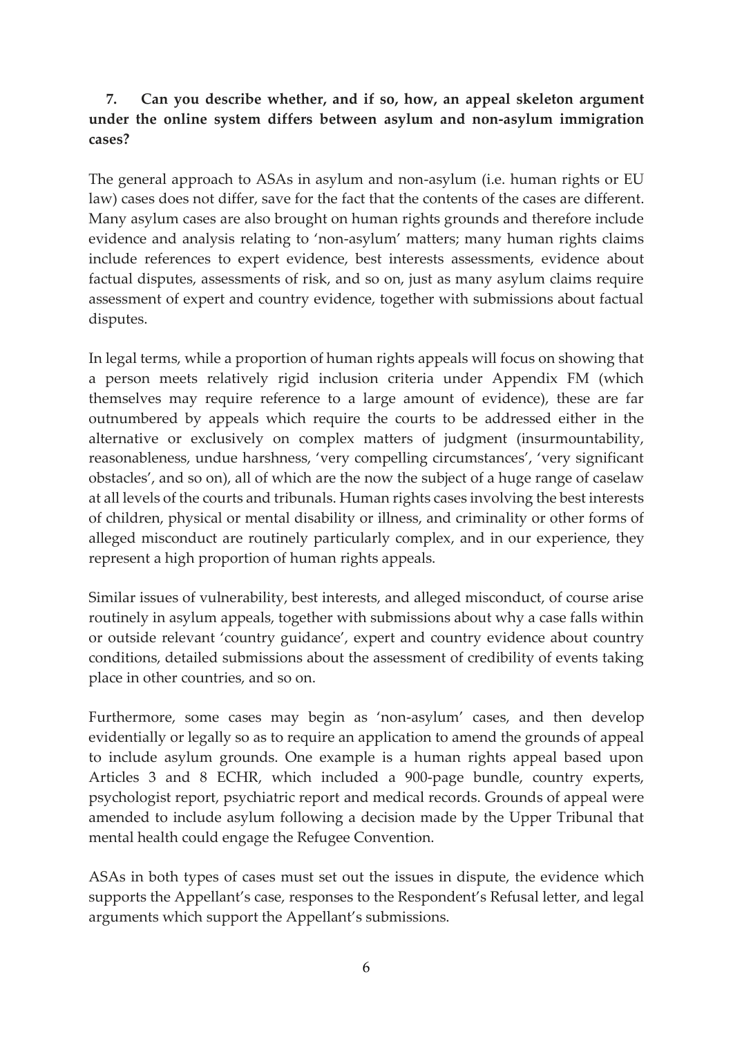**7. Can you describe whether, and if so, how, an appeal skeleton argument under the online system differs between asylum and non-asylum immigration cases?**

The general approach to ASAs in asylum and non-asylum (i.e. human rights or EU law) cases does not differ, save for the fact that the contents of the cases are different. Many asylum cases are also brought on human rights grounds and therefore include evidence and analysis relating to 'non-asylum' matters; many human rights claims include references to expert evidence, best interests assessments, evidence about factual disputes, assessments of risk, and so on, just as many asylum claims require assessment of expert and country evidence, together with submissions about factual disputes.

In legal terms, while a proportion of human rights appeals will focus on showing that a person meets relatively rigid inclusion criteria under Appendix FM (which themselves may require reference to a large amount of evidence), these are far outnumbered by appeals which require the courts to be addressed either in the alternative or exclusively on complex matters of judgment (insurmountability, reasonableness, undue harshness, 'very compelling circumstances', 'very significant obstacles', and so on), all of which are the now the subject of a huge range of caselaw at all levels of the courts and tribunals. Human rights cases involving the best interests of children, physical or mental disability or illness, and criminality or other forms of alleged misconduct are routinely particularly complex, and in our experience, they represent a high proportion of human rights appeals.

Similar issues of vulnerability, best interests, and alleged misconduct, of course arise routinely in asylum appeals, together with submissions about why a case falls within or outside relevant 'country guidance', expert and country evidence about country conditions, detailed submissions about the assessment of credibility of events taking place in other countries, and so on.

Furthermore, some cases may begin as 'non-asylum' cases, and then develop evidentially or legally so as to require an application to amend the grounds of appeal to include asylum grounds. One example is a human rights appeal based upon Articles 3 and 8 ECHR, which included a 900-page bundle, country experts, psychologist report, psychiatric report and medical records. Grounds of appeal were amended to include asylum following a decision made by the Upper Tribunal that mental health could engage the Refugee Convention.

ASAs in both types of cases must set out the issues in dispute, the evidence which supports the Appellant's case, responses to the Respondent's Refusal letter, and legal arguments which support the Appellant's submissions.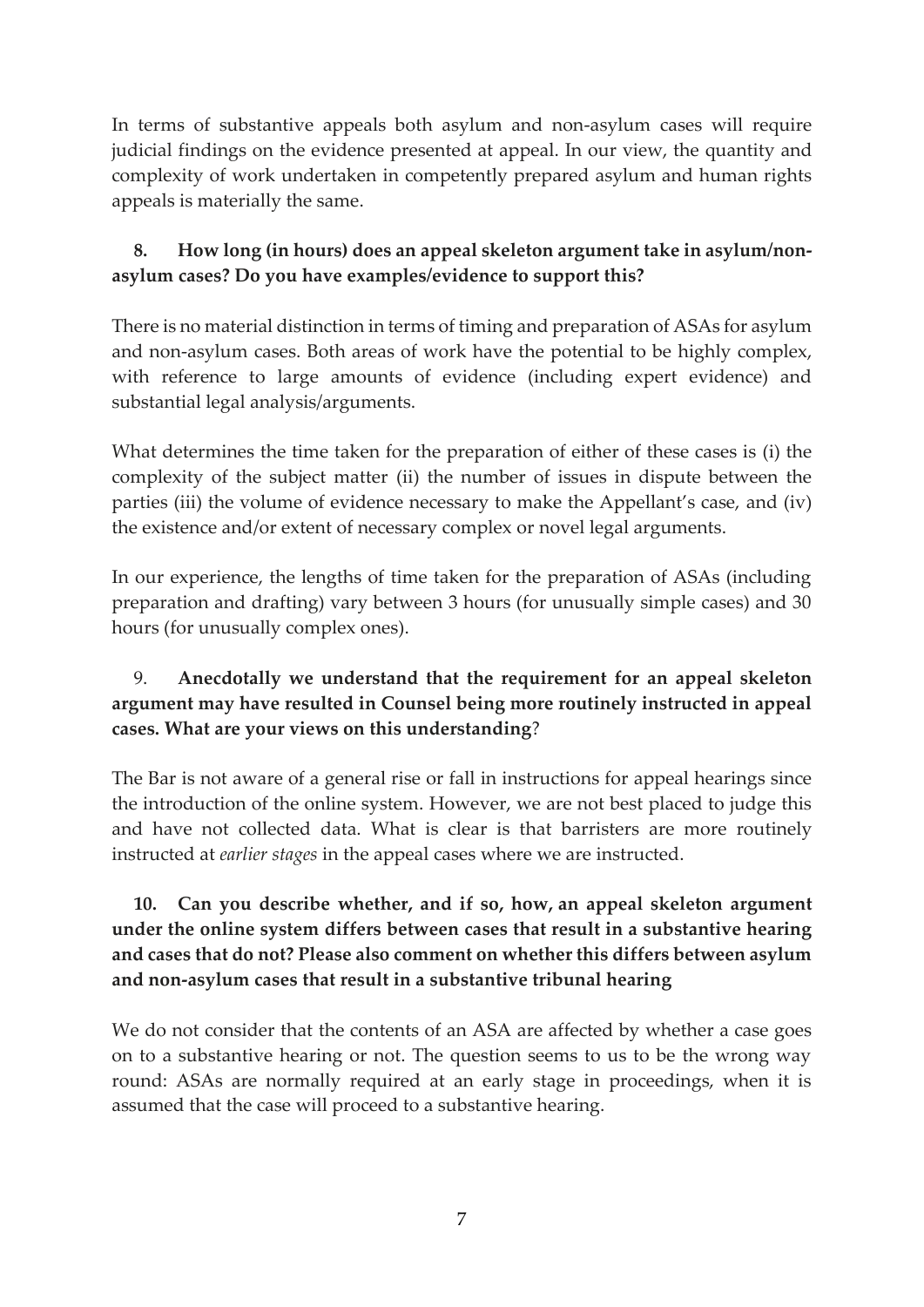In terms of substantive appeals both asylum and non-asylum cases will require judicial findings on the evidence presented at appeal. In our view, the quantity and complexity of work undertaken in competently prepared asylum and human rights appeals is materially the same.

**8. How long (in hours) does an appeal skeleton argument take in asylum/non-asylum cases? Do you have examples/evidence to support this?**

There is no material distinction in terms of timing and preparation of ASAs for asylum and non-asylum cases. Both areas of work have the potential to be highly complex, with reference to large amounts of evidence (including expert evidence) and substantial legal analysis/arguments.

What determines the time taken for the preparation of either of these cases is (i) the complexity of the subject matter (ii) the number of issues in dispute between the parties (iii) the volume of evidence necessary to make the Appellant's case, and (iv) the existence and/or extent of necessary complex or novel legal arguments.

In our experience, the lengths of time taken for the preparation of ASAs (including preparation and drafting) vary between 3 hours (for unusually simple cases) and 30 hours (for unusually complex ones).

9. **Anecdotally we understand that the requirement for an appeal skeleton argument may have resulted in Counsel being more routinely instructed in appeal cases. What are your views on this understanding**?

The Bar is not aware of a general rise or fall in instructions for appeal hearings since the introduction of the online system. However, we are not best placed to judge this and have not collected data. What is clear is that barristers are more routinely instructed at *earlier stages* in the appeal cases where we are instructed.

**10. Can you describe whether, and if so, how, an appeal skeleton argument under the online system differs between cases that result in a substantive hearing and cases that do not? Please also comment on whether this differs between asylum and non-asylum cases that result in a substantive tribunal hearing**

We do not consider that the contents of an ASA are affected by whether a case goes on to a substantive hearing or not. The question seems to us to be the wrong way round: ASAs are normally required at an early stage in proceedings, when it is assumed that the case will proceed to a substantive hearing.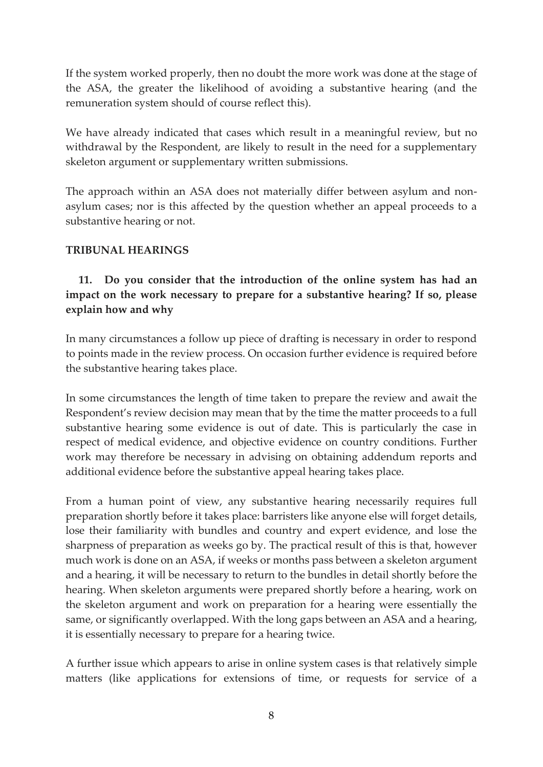If the system worked properly, then no doubt the more work was done at the stage of the ASA, the greater the likelihood of avoiding a substantive hearing (and the remuneration system should of course reflect this).

We have already indicated that cases which result in a meaningful review, but no withdrawal by the Respondent, are likely to result in the need for a supplementary skeleton argument or supplementary written submissions.

The approach within an ASA does not materially differ between asylum and non-asylum cases; nor is this affected by the question whether an appeal proceeds to a substantive hearing or not.

## TRIBUNAL HEARINGS

**11. Do you consider that the introduction of the online system has had an impact on the work necessary to prepare for a substantive hearing? If so, please explain how and why**

In many circumstances a follow up piece of drafting is necessary in order to respond to points made in the review process. On occasion further evidence is required before the substantive hearing takes place.

In some circumstances the length of time taken to prepare the review and await the Respondent's review decision may mean that by the time the matter proceeds to a full substantive hearing some evidence is out of date. This is particularly the case in respect of medical evidence, and objective evidence on country conditions. Further work may therefore be necessary in advising on obtaining addendum reports and additional evidence before the substantive appeal hearing takes place.

From a human point of view, any substantive hearing necessarily requires full preparation shortly before it takes place: barristers like anyone else will forget details, lose their familiarity with bundles and country and expert evidence, and lose the sharpness of preparation as weeks go by. The practical result of this is that, however much work is done on an ASA, if weeks or months pass between a skeleton argument and a hearing, it will be necessary to return to the bundles in detail shortly before the hearing. When skeleton arguments were prepared shortly before a hearing, work on the skeleton argument and work on preparation for a hearing were essentially the same, or significantly overlapped. With the long gaps between an ASA and a hearing, it is essentially necessary to prepare for a hearing twice.

A further issue which appears to arise in online system cases is that relatively simple matters (like applications for extensions of time, or requests for service of a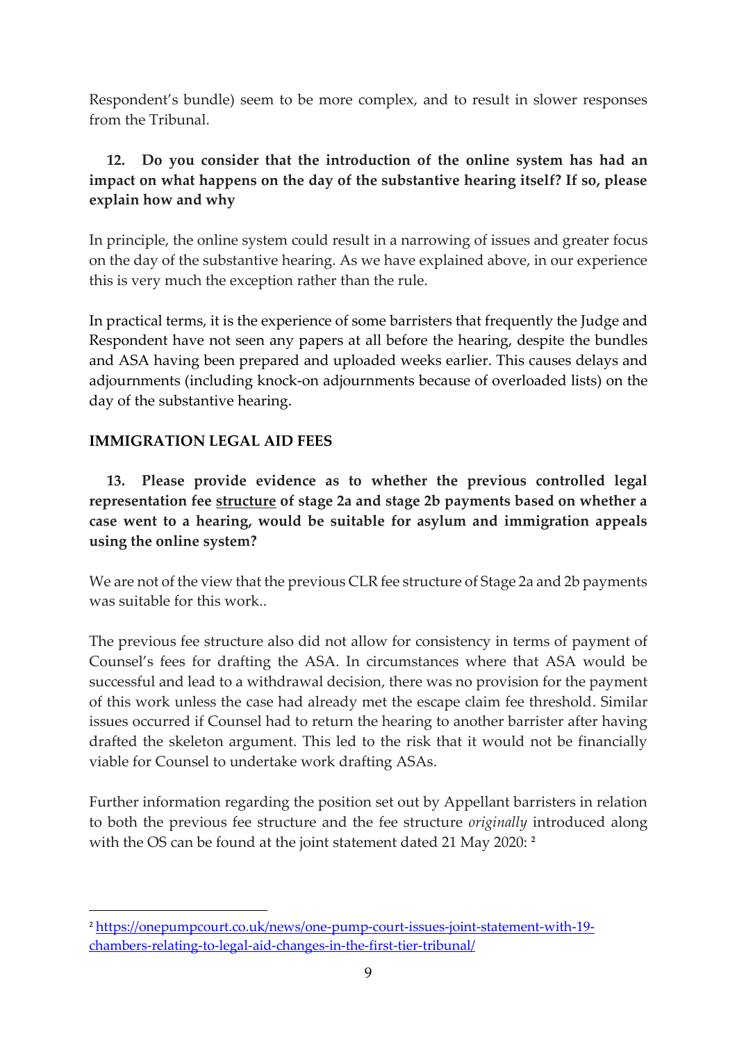Respondent's bundle) seem to be more complex, and to result in slower responses from the Tribunal.

**12. Do you consider that the introduction of the online system has had an impact on what happens on the day of the substantive hearing itself? If so, please explain how and why**

In principle, the online system could result in a narrowing of issues and greater focus on the day of the substantive hearing. As we have explained above, in our experience this is very much the exception rather than the rule.

In practical terms, it is the experience of some barristers that frequently the Judge and Respondent have not seen any papers at all before the hearing, despite the bundles and ASA having been prepared and uploaded weeks earlier. This causes delays and adjournments (including knock-on adjournments because of overloaded lists) on the day of the substantive hearing.

**IMMIGRATION LEGAL AID FEES**

**13. Please provide evidence as to whether the previous controlled legal representation fee <u>structure</u> of stage 2a and stage 2b payments based on whether a case went to a hearing, would be suitable for asylum and immigration appeals using the online system?**

We are not of the view that the previous CLR fee structure of Stage 2a and 2b payments was suitable for this work..

The previous fee structure also did not allow for consistency in terms of payment of Counsel's fees for drafting the ASA. In circumstances where that ASA would be successful and lead to a withdrawal decision, there was no provision for the payment of this work unless the case had already met the escape claim fee threshold. Similar issues occurred if Counsel had to return the hearing to another barrister after having drafted the skeleton argument. This led to the risk that it would not be financially viable for Counsel to undertake work drafting ASAs.

Further information regarding the position set out by Appellant barristers in relation to both the previous fee structure and the fee structure *originally* introduced along with the OS can be found at the joint statement dated 21 May 2020: [2]

---

[2] https://onepumpcourt.co.uk/news/one-pump-court-issues-joint-statement-with-19-chambers-relating-to-legal-aid-changes-in-the-first-tier-tribunal/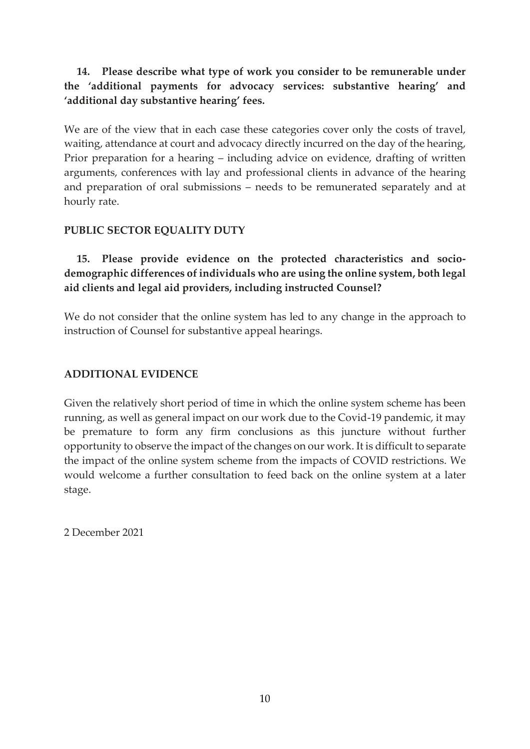**14. Please describe what type of work you consider to be remunerable under the 'additional payments for advocacy services: substantive hearing' and 'additional day substantive hearing' fees.**

We are of the view that in each case these categories cover only the costs of travel, waiting, attendance at court and advocacy directly incurred on the day of the hearing, Prior preparation for a hearing – including advice on evidence, drafting of written arguments, conferences with lay and professional clients in advance of the hearing and preparation of oral submissions – needs to be remunerated separately and at hourly rate.

## PUBLIC SECTOR EQUALITY DUTY

**15. Please provide evidence on the protected characteristics and socio-demographic differences of individuals who are using the online system, both legal aid clients and legal aid providers, including instructed Counsel?**

We do not consider that the online system has led to any change in the approach to instruction of Counsel for substantive appeal hearings.

## ADDITIONAL EVIDENCE

Given the relatively short period of time in which the online system scheme has been running, as well as general impact on our work due to the Covid-19 pandemic, it may be premature to form any firm conclusions as this juncture without further opportunity to observe the impact of the changes on our work. It is difficult to separate the impact of the online system scheme from the impacts of COVID restrictions. We would welcome a further consultation to feed back on the online system at a later stage.

2 December 2021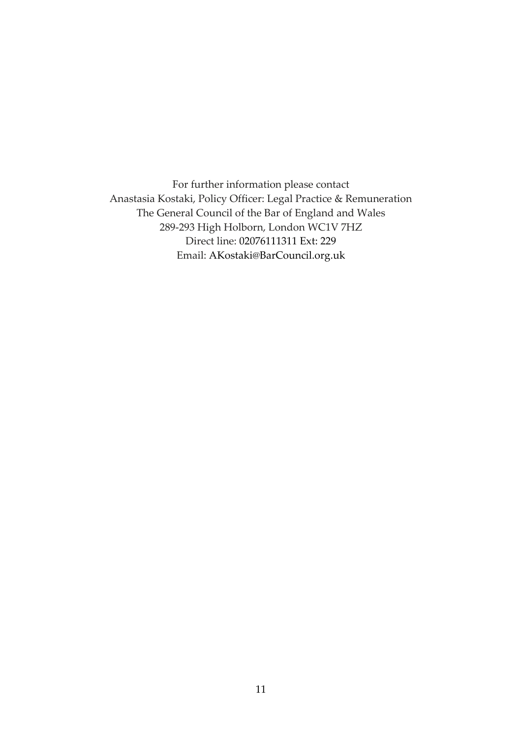For further information please contact
Anastasia Kostaki, Policy Officer: Legal Practice & Remuneration
The General Council of the Bar of England and Wales
289-293 High Holborn, London WC1V 7HZ
Direct line: 02076111311 Ext: 229
Email: AKostaki@BarCouncil.org.uk